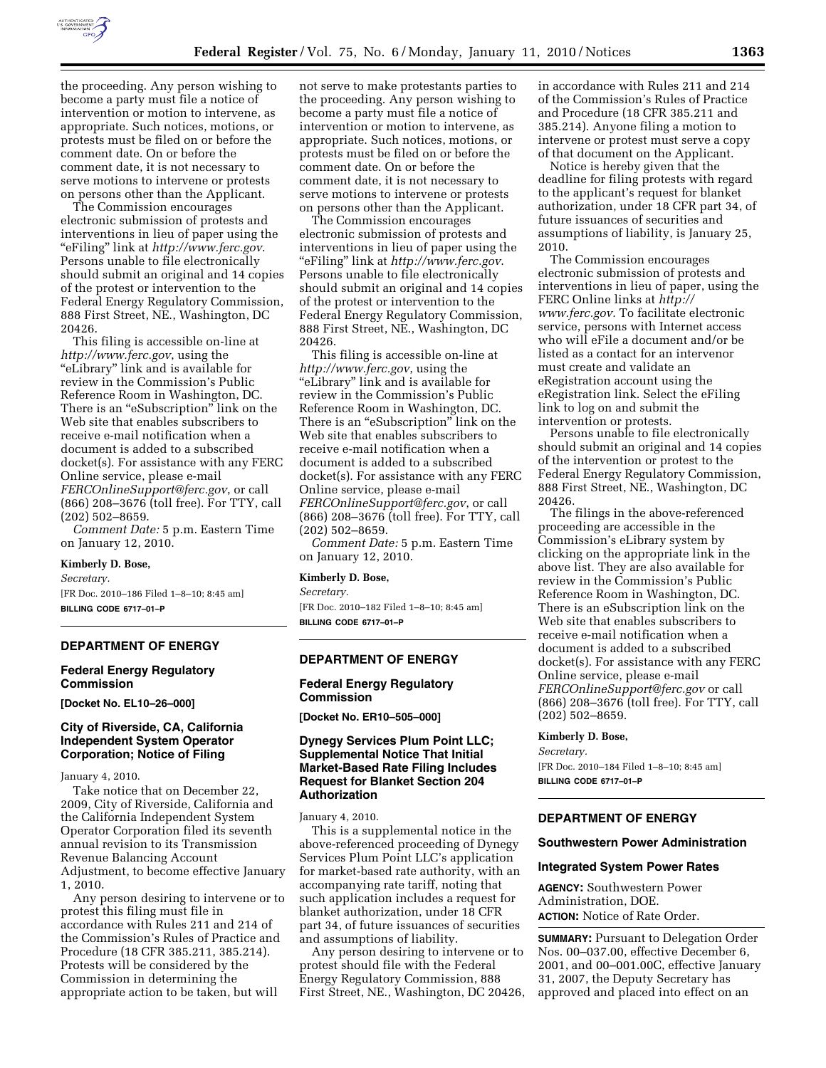the proceeding. Any person wishing to become a party must file a notice of intervention or motion to intervene, as appropriate. Such notices, motions, or protests must be filed on or before the comment date. On or before the comment date, it is not necessary to serve motions to intervene or protests on persons other than the Applicant.

The Commission encourages electronic submission of protests and interventions in lieu of paper using the "eFiling" link at *http://www.ferc.gov*. Persons unable to file electronically should submit an original and 14 copies of the protest or intervention to the Federal Energy Regulatory Commission, 888 First Street, NE., Washington, DC 20426.

This filing is accessible on-line at *http://www.ferc.gov*, using the "eLibrary" link and is available for review in the Commission's Public Reference Room in Washington, DC. There is an "eSubscription" link on the Web site that enables subscribers to receive e-mail notification when a document is added to a subscribed docket(s). For assistance with any FERC Online service, please e-mail *FERCOnlineSupport@ferc.gov*, or call (866) 208–3676 (toll free). For TTY, call (202) 502–8659.

*Comment Date:* 5 p.m. Eastern Time on January 12, 2010.

**Kimberly D. Bose,**

*Secretary.*

[FR Doc. 2010–186 Filed 1–8–10; 8:45 am]

**BILLING CODE 6717–01–P**

## DEPARTMENT OF ENERGY

### Federal Energy Regulatory Commission

**[Docket No. EL10–26–000]**

### City of Riverside, CA, California Independent System Operator Corporation; Notice of Filing

January 4, 2010.

Take notice that on December 22, 2009, City of Riverside, California and the California Independent System Operator Corporation filed its seventh annual revision to its Transmission Revenue Balancing Account Adjustment, to become effective January 1, 2010.

Any person desiring to intervene or to protest this filing must file in accordance with Rules 211 and 214 of the Commission's Rules of Practice and Procedure (18 CFR 385.211, 385.214). Protests will be considered by the Commission in determining the appropriate action to be taken, but will not serve to make protestants parties to the proceeding. Any person wishing to become a party must file a notice of intervention or motion to intervene, as appropriate. Such notices, motions, or protests must be filed on or before the comment date. On or before the comment date, it is not necessary to serve motions to intervene or protests on persons other than the Applicant.

The Commission encourages electronic submission of protests and interventions in lieu of paper using the "eFiling" link at *http://www.ferc.gov*. Persons unable to file electronically should submit an original and 14 copies of the protest or intervention to the Federal Energy Regulatory Commission, 888 First Street, NE., Washington, DC 20426.

This filing is accessible on-line at *http://www.ferc.gov*, using the "eLibrary" link and is available for review in the Commission's Public Reference Room in Washington, DC. There is an "eSubscription" link on the Web site that enables subscribers to receive e-mail notification when a document is added to a subscribed docket(s). For assistance with any FERC Online service, please e-mail *FERCOnlineSupport@ferc.gov*, or call (866) 208–3676 (toll free). For TTY, call (202) 502–8659.

*Comment Date:* 5 p.m. Eastern Time on January 12, 2010.

**Kimberly D. Bose,**

*Secretary.*

[FR Doc. 2010–182 Filed 1–8–10; 8:45 am]

**BILLING CODE 6717–01–P**

## DEPARTMENT OF ENERGY

### Federal Energy Regulatory Commission

**[Docket No. ER10–505–000]**

### Dynegy Services Plum Point LLC; Supplemental Notice That Initial Market-Based Rate Filing Includes Request for Blanket Section 204 Authorization

January 4, 2010.

This is a supplemental notice in the above-referenced proceeding of Dynegy Services Plum Point LLC's application for market-based rate authority, with an accompanying rate tariff, noting that such application includes a request for blanket authorization, under 18 CFR part 34, of future issuances of securities and assumptions of liability.

Any person desiring to intervene or to protest should file with the Federal Energy Regulatory Commission, 888 First Street, NE., Washington, DC 20426, in accordance with Rules 211 and 214 of the Commission's Rules of Practice and Procedure (18 CFR 385.211 and 385.214). Anyone filing a motion to intervene or protest must serve a copy of that document on the Applicant.

Notice is hereby given that the deadline for filing protests with regard to the applicant's request for blanket authorization, under 18 CFR part 34, of future issuances of securities and assumptions of liability, is January 25, 2010.

The Commission encourages electronic submission of protests and interventions in lieu of paper, using the FERC Online links at *http://www.ferc.gov*. To facilitate electronic service, persons with Internet access who will eFile a document and/or be listed as a contact for an intervenor must create and validate an eRegistration account using the eRegistration link. Select the eFiling link to log on and submit the intervention or protests.

Persons unable to file electronically should submit an original and 14 copies of the intervention or protest to the Federal Energy Regulatory Commission, 888 First Street, NE., Washington, DC 20426.

The filings in the above-referenced proceeding are accessible in the Commission's eLibrary system by clicking on the appropriate link in the above list. They are also available for review in the Commission's Public Reference Room in Washington, DC. There is an eSubscription link on the Web site that enables subscribers to receive e-mail notification when a document is added to a subscribed docket(s). For assistance with any FERC Online service, please e-mail *FERCOnlineSupport@ferc.gov* or call (866) 208–3676 (toll free). For TTY, call (202) 502–8659.

**Kimberly D. Bose,**

*Secretary.*

[FR Doc. 2010–184 Filed 1–8–10; 8:45 am]

**BILLING CODE 6717–01–P**

## DEPARTMENT OF ENERGY

### Southwestern Power Administration

### Integrated System Power Rates

**AGENCY:** Southwestern Power Administration, DOE.

**ACTION:** Notice of Rate Order.

**SUMMARY:** Pursuant to Delegation Order Nos. 00–037.00, effective December 6, 2001, and 00–001.00C, effective January 31, 2007, the Deputy Secretary has approved and placed into effect on an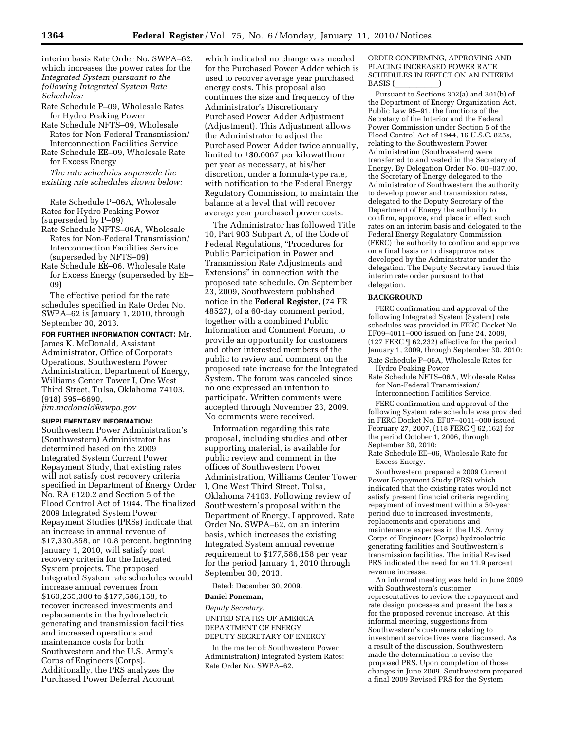interim basis Rate Order No. SWPA–62, which increases the power rates for the *Integrated System pursuant to the following Integrated System Rate Schedules:*

- Rate Schedule P–09, Wholesale Rates for Hydro Peaking Power
- Rate Schedule NFTS–09, Wholesale Rates for Non-Federal Transmission/Interconnection Facilities Service
- Rate Schedule EE–09, Wholesale Rate for Excess Energy

*The rate schedules supersede the existing rate schedules shown below:*

- Rate Schedule P–06A, Wholesale Rates for Hydro Peaking Power (superseded by P–09)
- Rate Schedule NFTS–06A, Wholesale Rates for Non-Federal Transmission/Interconnection Facilities Service (superseded by NFTS–09)
- Rate Schedule EE–06, Wholesale Rate for Excess Energy (superseded by EE–09)

The effective period for the rate schedules specified in Rate Order No. SWPA–62 is January 1, 2010, through September 30, 2013.

**FOR FURTHER INFORMATION CONTACT:** Mr. James K. McDonald, Assistant Administrator, Office of Corporate Operations, Southwestern Power Administration, Department of Energy, Williams Center Tower I, One West Third Street, Tulsa, Oklahoma 74103, (918) 595–6690, *jim.mcdonald@swpa.gov*

**SUPPLEMENTARY INFORMATION:** Southwestern Power Administration's (Southwestern) Administrator has determined based on the 2009 Integrated System Current Power Repayment Study, that existing rates will not satisfy cost recovery criteria specified in Department of Energy Order No. RA 6120.2 and Section 5 of the Flood Control Act of 1944. The finalized 2009 Integrated System Power Repayment Studies (PRSs) indicate that an increase in annual revenue of $17,330,858, or 10.8 percent, beginning January 1, 2010, will satisfy cost recovery criteria for the Integrated System projects. The proposed Integrated System rate schedules would increase annual revenues from $160,255,300 to $177,586,158, to recover increased investments and replacements in the hydroelectric generating and transmission facilities and increased operations and maintenance costs for both Southwestern and the U.S. Army's Corps of Engineers (Corps). Additionally, the PRS analyzes the Purchased Power Deferral Account which indicated no change was needed for the Purchased Power Adder which is used to recover average year purchased energy costs. This proposal also continues the size and frequency of the Administrator's Discretionary Purchased Power Adder Adjustment (Adjustment). This Adjustment allows the Administrator to adjust the Purchased Power Adder twice annually, limited to ±$0.0067 per kilowatthour per year as necessary, at his/her discretion, under a formula-type rate, with notification to the Federal Energy Regulatory Commission, to maintain the balance at a level that will recover average year purchased power costs.

The Administrator has followed Title 10, Part 903 Subpart A, of the Code of Federal Regulations, "Procedures for Public Participation in Power and Transmission Rate Adjustments and Extensions" in connection with the proposed rate schedule. On September 23, 2009, Southwestern published notice in the **Federal Register,** (74 FR 48527), of a 60-day comment period, together with a combined Public Information and Comment Forum, to provide an opportunity for customers and other interested members of the public to review and comment on the proposed rate increase for the Integrated System. The forum was canceled since no one expressed an intention to participate. Written comments were accepted through November 23, 2009. No comments were received.

Information regarding this rate proposal, including studies and other supporting material, is available for public review and comment in the offices of Southwestern Power Administration, Williams Center Tower I, One West Third Street, Tulsa, Oklahoma 74103. Following review of Southwestern's proposal within the Department of Energy, I approved, Rate Order No. SWPA–62, on an interim basis, which increases the existing Integrated System annual revenue requirement to $177,586,158 per year for the period January 1, 2010 through September 30, 2013.

Dated: December 30, 2009.

**Daniel Poneman,**

*Deputy Secretary.*

UNITED STATES OF AMERICA
DEPARTMENT OF ENERGY
DEPUTY SECRETARY OF ENERGY

In the matter of: Southwestern Power Administration) Integrated System Rates: Rate Order No. SWPA–62.

ORDER CONFIRMING, APPROVING AND PLACING INCREASED POWER RATE SCHEDULES IN EFFECT ON AN INTERIM BASIS (\_\_\_\_\_\_\_\_\_\_)

Pursuant to Sections 302(a) and 301(b) of the Department of Energy Organization Act, Public Law 95–91, the functions of the Secretary of the Interior and the Federal Power Commission under Section 5 of the Flood Control Act of 1944, 16 U.S.C. 825s, relating to the Southwestern Power Administration (Southwestern) were transferred to and vested in the Secretary of Energy. By Delegation Order No. 00–037.00, the Secretary of Energy delegated to the Administrator of Southwestern the authority to develop power and transmission rates, delegated to the Deputy Secretary of the Department of Energy the authority to confirm, approve, and place in effect such rates on an interim basis and delegated to the Federal Energy Regulatory Commission (FERC) the authority to confirm and approve on a final basis or to disapprove rates developed by the Administrator under the delegation. The Deputy Secretary issued this interim rate order pursuant to that delegation.

## BACKGROUND

FERC confirmation and approval of the following Integrated System (System) rate schedules was provided in FERC Docket No. EF09–4011–000 issued on June 24, 2009, (127 FERC ¶ 62,232) effective for the period January 1, 2009, through September 30, 2010:

- Rate Schedule P–06A, Wholesale Rates for Hydro Peaking Power
- Rate Schedule NFTS–06A, Wholesale Rates for Non-Federal Transmission/Interconnection Facilities Service.

FERC confirmation and approval of the following System rate schedule was provided in FERC Docket No. EF07–4011–000 issued February 27, 2007, (118 FERC ¶ 62,162) for the period October 1, 2006, through September 30, 2010:

- Rate Schedule EE–06, Wholesale Rate for Excess Energy.

Southwestern prepared a 2009 Current Power Repayment Study (PRS) which indicated that the existing rates would not satisfy present financial criteria regarding repayment of investment within a 50-year period due to increased investments, replacements and operations and maintenance expenses in the U.S. Army Corps of Engineers (Corps) hydroelectric generating facilities and Southwestern's transmission facilities. The initial Revised PRS indicated the need for an 11.9 percent revenue increase.

An informal meeting was held in June 2009 with Southwestern's customer representatives to review the repayment and rate design processes and present the basis for the proposed revenue increase. At this informal meeting, suggestions from Southwestern's customers relating to investment service lives were discussed. As a result of the discussion, Southwestern made the determination to revise the proposed PRS. Upon completion of those changes in June 2009, Southwestern prepared a final 2009 Revised PRS for the System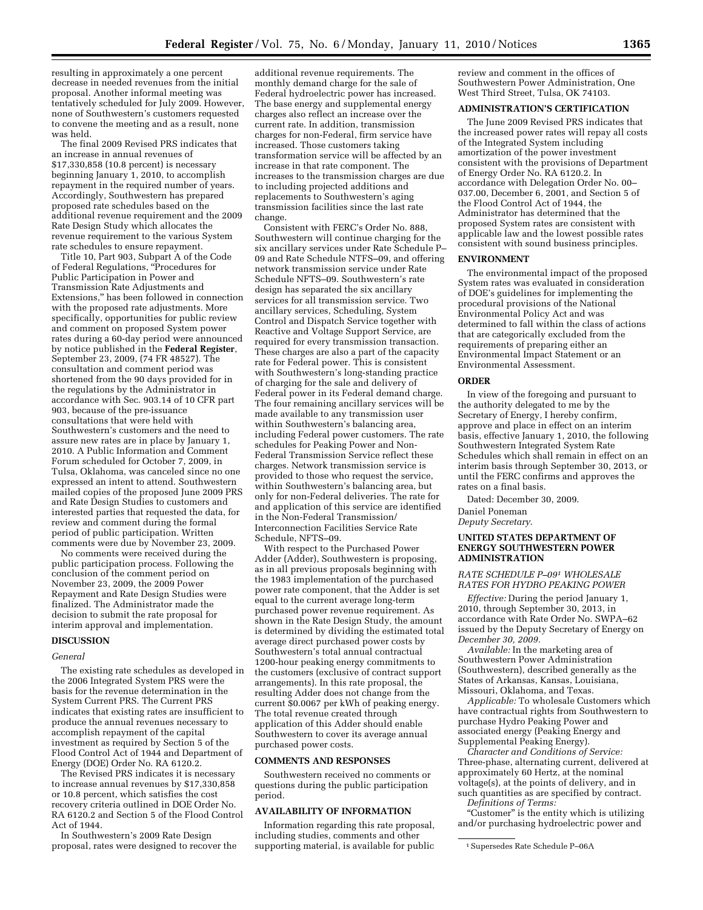resulting in approximately a one percent decrease in needed revenues from the initial proposal. Another informal meeting was tentatively scheduled for July 2009. However, none of Southwestern's customers requested to convene the meeting and as a result, none was held.

The final 2009 Revised PRS indicates that an increase in annual revenues of $17,330,858 (10.8 percent) is necessary beginning January 1, 2010, to accomplish repayment in the required number of years. Accordingly, Southwestern has prepared proposed rate schedules based on the additional revenue requirement and the 2009 Rate Design Study which allocates the revenue requirement to the various System rate schedules to ensure repayment.

Title 10, Part 903, Subpart A of the Code of Federal Regulations, "Procedures for Public Participation in Power and Transmission Rate Adjustments and Extensions," has been followed in connection with the proposed rate adjustments. More specifically, opportunities for public review and comment on proposed System power rates during a 60-day period were announced by notice published in the **Federal Register**, September 23, 2009, (74 FR 48527). The consultation and comment period was shortened from the 90 days provided for in the regulations by the Administrator in accordance with Sec. 903.14 of 10 CFR part 903, because of the pre-issuance consultations that were held with Southwestern's customers and the need to assure new rates are in place by January 1, 2010. A Public Information and Comment Forum scheduled for October 7, 2009, in Tulsa, Oklahoma, was canceled since no one expressed an intent to attend. Southwestern mailed copies of the proposed June 2009 PRS and Rate Design Studies to customers and interested parties that requested the data, for review and comment during the formal period of public participation. Written comments were due by November 23, 2009.

No comments were received during the public participation process. Following the conclusion of the comment period on November 23, 2009, the 2009 Power Repayment and Rate Design Studies were finalized. The Administrator made the decision to submit the rate proposal for interim approval and implementation.

## DISCUSSION

### *General*

The existing rate schedules as developed in the 2006 Integrated System PRS were the basis for the revenue determination in the System Current PRS. The Current PRS indicates that existing rates are insufficient to produce the annual revenues necessary to accomplish repayment of the capital investment as required by Section 5 of the Flood Control Act of 1944 and Department of Energy (DOE) Order No. RA 6120.2.

The Revised PRS indicates it is necessary to increase annual revenues by $17,330,858 or 10.8 percent, which satisfies the cost recovery criteria outlined in DOE Order No. RA 6120.2 and Section 5 of the Flood Control Act of 1944.

In Southwestern's 2009 Rate Design proposal, rates were designed to recover the additional revenue requirements. The monthly demand charge for the sale of Federal hydroelectric power has increased. The base energy and supplemental energy charges also reflect an increase over the current rate. In addition, transmission charges for non-Federal, firm service have increased. Those customers taking transformation service will be affected by an increase in that rate component. The increases to the transmission charges are due to including projected additions and replacements to Southwestern's aging transmission facilities since the last rate change.

Consistent with FERC's Order No. 888, Southwestern will continue charging for the six ancillary services under Rate Schedule P–09 and Rate Schedule NTFS–09, and offering network transmission service under Rate Schedule NFTS–09. Southwestern's rate design has separated the six ancillary services for all transmission service. Two ancillary services, Scheduling, System Control and Dispatch Service together with Reactive and Voltage Support Service, are required for every transmission transaction. These charges are also a part of the capacity rate for Federal power. This is consistent with Southwestern's long-standing practice of charging for the sale and delivery of Federal power in its Federal demand charge. The four remaining ancillary services will be made available to any transmission user within Southwestern's balancing area, including Federal power customers. The rate schedules for Peaking Power and Non-Federal Transmission Service reflect these charges. Network transmission service is provided to those who request the service, within Southwestern's balancing area, but only for non-Federal deliveries. The rate for and application of this service are identified in the Non-Federal Transmission/Interconnection Facilities Service Rate Schedule, NFTS–09.

With respect to the Purchased Power Adder (Adder), Southwestern is proposing, as in all previous proposals beginning with the 1983 implementation of the purchased power rate component, that the Adder is set equal to the current average long-term purchased power revenue requirement. As shown in the Rate Design Study, the amount is determined by dividing the estimated total average direct purchased power costs by Southwestern's total annual contractual 1200-hour peaking energy commitments to the customers (exclusive of contract support arrangements). In this rate proposal, the resulting Adder does not change from the current $0.0067 per kWh of peaking energy. The total revenue created through application of this Adder should enable Southwestern to cover its average annual purchased power costs.

## COMMENTS AND RESPONSES

Southwestern received no comments or questions during the public participation period.

## AVAILABILITY OF INFORMATION

Information regarding this rate proposal, including studies, comments and other supporting material, is available for public review and comment in the offices of Southwestern Power Administration, One West Third Street, Tulsa, OK 74103.

## ADMINISTRATION'S CERTIFICATION

The June 2009 Revised PRS indicates that the increased power rates will repay all costs of the Integrated System including amortization of the power investment consistent with the provisions of Department of Energy Order No. RA 6120.2. In accordance with Delegation Order No. 00–037.00, December 6, 2001, and Section 5 of the Flood Control Act of 1944, the Administrator has determined that the proposed System rates are consistent with applicable law and the lowest possible rates consistent with sound business principles.

## ENVIRONMENT

The environmental impact of the proposed System rates was evaluated in consideration of DOE's guidelines for implementing the procedural provisions of the National Environmental Policy Act and was determined to fall within the class of actions that are categorically excluded from the requirements of preparing either an Environmental Impact Statement or an Environmental Assessment.

## ORDER

In view of the foregoing and pursuant to the authority delegated to me by the Secretary of Energy, I hereby confirm, approve and place in effect on an interim basis, effective January 1, 2010, the following Southwestern Integrated System Rate Schedules which shall remain in effect on an interim basis through September 30, 2013, or until the FERC confirms and approves the rates on a final basis.

Dated: December 30, 2009.

Daniel Poneman
*Deputy Secretary.*

## UNITED STATES DEPARTMENT OF ENERGY SOUTHWESTERN POWER ADMINISTRATION

### *RATE SCHEDULE P–09[1] WHOLESALE RATES FOR HYDRO PEAKING POWER*

*Effective:* During the period January 1, 2010, through September 30, 2013, in accordance with Rate Order No. SWPA–62 issued by the Deputy Secretary of Energy on *December 30, 2009.*

*Available:* In the marketing area of Southwestern Power Administration (Southwestern), described generally as the States of Arkansas, Kansas, Louisiana, Missouri, Oklahoma, and Texas.

*Applicable:* To wholesale Customers which have contractual rights from Southwestern to purchase Hydro Peaking Power and associated energy (Peaking Energy and Supplemental Peaking Energy).

*Character and Conditions of Service:* Three-phase, alternating current, delivered at approximately 60 Hertz, at the nominal voltage(s), at the points of delivery, and in such quantities as are specified by contract.

*Definitions of Terms:*

"Customer" is the entity which is utilizing and/or purchasing hydroelectric power and

[1] Supersedes Rate Schedule P–06A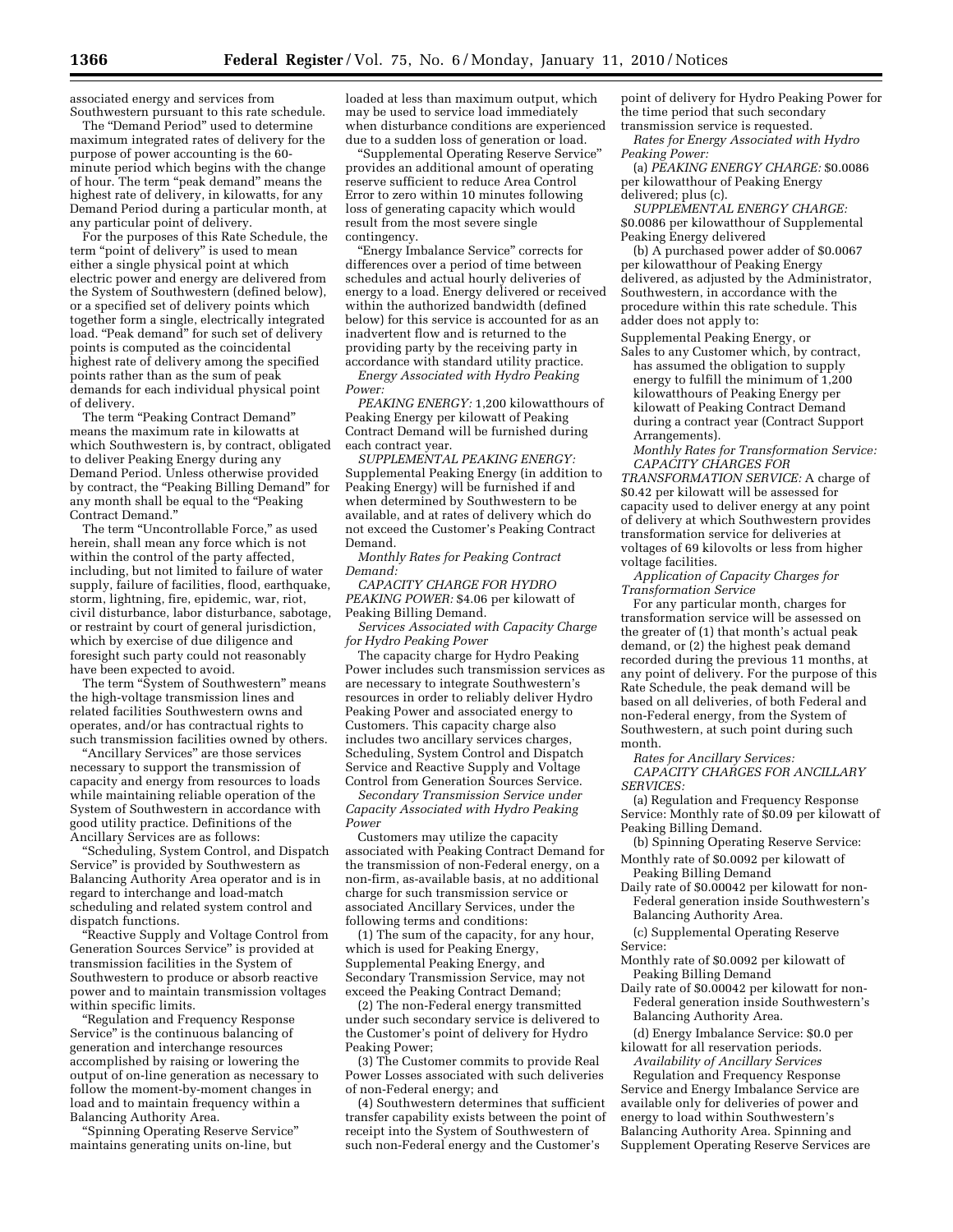associated energy and services from Southwestern pursuant to this rate schedule.

The "Demand Period" used to determine maximum integrated rates of delivery for the purpose of power accounting is the 60-minute period which begins with the change of hour. The term "peak demand" means the highest rate of delivery, in kilowatts, for any Demand Period during a particular month, at any particular point of delivery.

For the purposes of this Rate Schedule, the term "point of delivery" is used to mean either a single physical point at which electric power and energy are delivered from the System of Southwestern (defined below), or a specified set of delivery points which together form a single, electrically integrated load. "Peak demand" for such set of delivery points is computed as the coincidental highest rate of delivery among the specified points rather than as the sum of peak demands for each individual physical point of delivery.

The term "Peaking Contract Demand" means the maximum rate in kilowatts at which Southwestern is, by contract, obligated to deliver Peaking Energy during any Demand Period. Unless otherwise provided by contract, the "Peaking Billing Demand" for any month shall be equal to the "Peaking Contract Demand."

The term "Uncontrollable Force," as used herein, shall mean any force which is not within the control of the party affected, including, but not limited to failure of water supply, failure of facilities, flood, earthquake, storm, lightning, fire, epidemic, war, riot, civil disturbance, labor disturbance, sabotage, or restraint by court of general jurisdiction, which by exercise of due diligence and foresight such party could not reasonably have been expected to avoid.

The term "System of Southwestern" means the high-voltage transmission lines and related facilities Southwestern owns and operates, and/or has contractual rights to such transmission facilities owned by others.

"Ancillary Services" are those services necessary to support the transmission of capacity and energy from resources to loads while maintaining reliable operation of the System of Southwestern in accordance with good utility practice. Definitions of the Ancillary Services are as follows:

"Scheduling, System Control, and Dispatch Service" is provided by Southwestern as Balancing Authority Area operator and is in regard to interchange and load-match scheduling and related system control and dispatch functions.

"Reactive Supply and Voltage Control from Generation Sources Service" is provided at transmission facilities in the System of Southwestern to produce or absorb reactive power and to maintain transmission voltages within specific limits.

"Regulation and Frequency Response Service" is the continuous balancing of generation and interchange resources accomplished by raising or lowering the output of on-line generation as necessary to follow the moment-by-moment changes in load and to maintain frequency within a Balancing Authority Area.

"Spinning Operating Reserve Service" maintains generating units on-line, but loaded at less than maximum output, which may be used to service load immediately when disturbance conditions are experienced due to a sudden loss of generation or load.

"Supplemental Operating Reserve Service" provides an additional amount of operating reserve sufficient to reduce Area Control Error to zero within 10 minutes following loss of generating capacity which would result from the most severe single contingency.

"Energy Imbalance Service" corrects for differences over a period of time between schedules and actual hourly deliveries of energy to a load. Energy delivered or received within the authorized bandwidth (defined below) for this service is accounted for as an inadvertent flow and is returned to the providing party by the receiving party in accordance with standard utility practice.

*Energy Associated with Hydro Peaking Power:*

*PEAKING ENERGY:* 1,200 kilowatthours of Peaking Energy per kilowatt of Peaking Contract Demand will be furnished during each contract year.

*SUPPLEMENTAL PEAKING ENERGY:* Supplemental Peaking Energy (in addition to Peaking Energy) will be furnished if and when determined by Southwestern to be available, and at rates of delivery which do not exceed the Customer's Peaking Contract Demand.

*Monthly Rates for Peaking Contract Demand:*

*CAPACITY CHARGE FOR HYDRO PEAKING POWER:* $4.06 per kilowatt of Peaking Billing Demand.

*Services Associated with Capacity Charge for Hydro Peaking Power*

The capacity charge for Hydro Peaking Power includes such transmission services as are necessary to integrate Southwestern's resources in order to reliably deliver Hydro Peaking Power and associated energy to Customers. This capacity charge also includes two ancillary services charges, Scheduling, System Control and Dispatch Service and Reactive Supply and Voltage Control from Generation Sources Service.

*Secondary Transmission Service under Capacity Associated with Hydro Peaking Power*

Customers may utilize the capacity associated with Peaking Contract Demand for the transmission of non-Federal energy, on a non-firm, as-available basis, at no additional charge for such transmission service or associated Ancillary Services, under the following terms and conditions:

(1) The sum of the capacity, for any hour, which is used for Peaking Energy, Supplemental Peaking Energy, and Secondary Transmission Service, may not exceed the Peaking Contract Demand;

(2) The non-Federal energy transmitted under such secondary service is delivered to the Customer's point of delivery for Hydro Peaking Power;

(3) The Customer commits to provide Real Power Losses associated with such deliveries of non-Federal energy; and

(4) Southwestern determines that sufficient transfer capability exists between the point of receipt into the System of Southwestern of such non-Federal energy and the Customer's point of delivery for Hydro Peaking Power for the time period that such secondary transmission service is requested.

*Rates for Energy Associated with Hydro Peaking Power:*

(a) *PEAKING ENERGY CHARGE:* $0.0086 per kilowatthour of Peaking Energy delivered; plus (c).

*SUPPLEMENTAL ENERGY CHARGE:* $0.0086 per kilowatthour of Supplemental Peaking Energy delivered

(b) A purchased power adder of $0.0067 per kilowatthour of Peaking Energy delivered, as adjusted by the Administrator, Southwestern, in accordance with the procedure within this rate schedule. This adder does not apply to:

Supplemental Peaking Energy, or

Sales to any Customer which, by contract, has assumed the obligation to supply energy to fulfill the minimum of 1,200 kilowatthours of Peaking Energy per kilowatt of Peaking Contract Demand during a contract year (Contract Support Arrangements).

*Monthly Rates for Transformation Service:*

*CAPACITY CHARGES FOR TRANSFORMATION SERVICE:* A charge of $0.42 per kilowatt will be assessed for capacity used to deliver energy at any point of delivery at which Southwestern provides transformation service for deliveries at voltages of 69 kilovolts or less from higher voltage facilities.

*Application of Capacity Charges for Transformation Service*

For any particular month, charges for transformation service will be assessed on the greater of (1) that month's actual peak demand, or (2) the highest peak demand recorded during the previous 11 months, at any point of delivery. For the purpose of this Rate Schedule, the peak demand will be based on all deliveries, of both Federal and non-Federal energy, from the System of Southwestern, at such point during such month.

*Rates for Ancillary Services:*

*CAPACITY CHARGES FOR ANCILLARY SERVICES:*

(a) Regulation and Frequency Response Service: Monthly rate of $0.09 per kilowatt of Peaking Billing Demand.

(b) Spinning Operating Reserve Service:

Monthly rate of $0.0092 per kilowatt of Peaking Billing Demand

Daily rate of $0.00042 per kilowatt for non-Federal generation inside Southwestern's Balancing Authority Area.

(c) Supplemental Operating Reserve Service:

Monthly rate of $0.0092 per kilowatt of Peaking Billing Demand

Daily rate of $0.00042 per kilowatt for non-Federal generation inside Southwestern's Balancing Authority Area.

(d) Energy Imbalance Service: $0.0 per kilowatt for all reservation periods.

*Availability of Ancillary Services*

Regulation and Frequency Response Service and Energy Imbalance Service are available only for deliveries of power and energy to load within Southwestern's Balancing Authority Area. Spinning and Supplement Operating Reserve Services are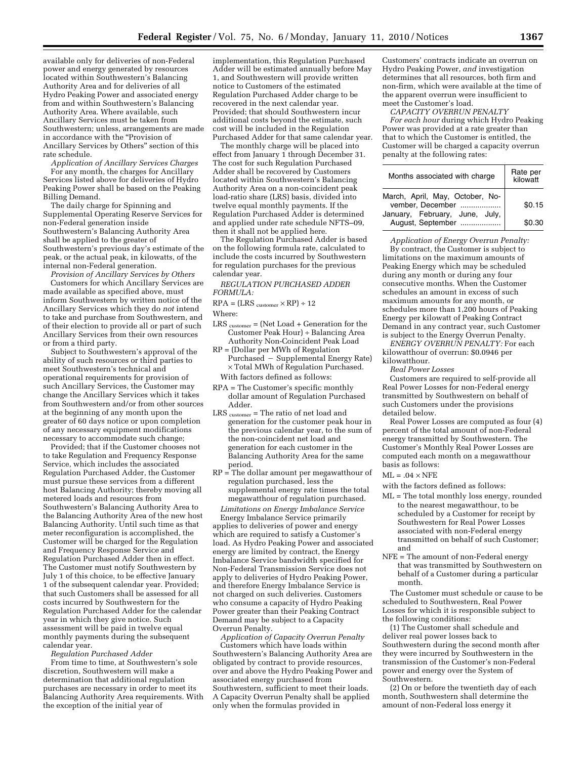available only for deliveries of non-Federal power and energy generated by resources located within Southwestern's Balancing Authority Area and for deliveries of all Hydro Peaking Power and associated energy from and within Southwestern's Balancing Authority Area. Where available, such Ancillary Services must be taken from Southwestern; unless, arrangements are made in accordance with the "Provision of Ancillary Services by Others" section of this rate schedule.

*Application of Ancillary Services Charges*

For any month, the charges for Ancillary Services listed above for deliveries of Hydro Peaking Power shall be based on the Peaking Billing Demand.

The daily charge for Spinning and Supplemental Operating Reserve Services for non-Federal generation inside Southwestern's Balancing Authority Area shall be applied to the greater of Southwestern's previous day's estimate of the peak, or the actual peak, in kilowatts, of the internal non-Federal generation.

*Provision of Ancillary Services by Others*

Customers for which Ancillary Services are made available as specified above, must inform Southwestern by written notice of the Ancillary Services which they do *not* intend to take and purchase from Southwestern, and of their election to provide all or part of such Ancillary Services from their own resources or from a third party.

Subject to Southwestern's approval of the ability of such resources or third parties to meet Southwestern's technical and operational requirements for provision of such Ancillary Services, the Customer may change the Ancillary Services which it takes from Southwestern and/or from other sources at the beginning of any month upon the greater of 60 days notice or upon completion of any necessary equipment modifications necessary to accommodate such change;

Provided; that if the Customer chooses not to take Regulation and Frequency Response Service, which includes the associated Regulation Purchased Adder, the Customer must pursue these services from a different host Balancing Authority; thereby moving all metered loads and resources from Southwestern's Balancing Authority Area to the Balancing Authority Area of the new host Balancing Authority. Until such time as that meter reconfiguration is accomplished, the Customer will be charged for the Regulation and Frequency Response Service and Regulation Purchased Adder then in effect. The Customer must notify Southwestern by July 1 of this choice, to be effective January 1 of the subsequent calendar year. Provided; that such Customers shall be assessed for all costs incurred by Southwestern for the Regulation Purchased Adder for the calendar year in which they give notice. Such assessment will be paid in twelve equal monthly payments during the subsequent calendar year.

*Regulation Purchased Adder*

From time to time, at Southwestern's sole discretion, Southwestern will make a determination that additional regulation purchases are necessary in order to meet its Balancing Authority Area requirements. With the exception of the initial year of implementation, this Regulation Purchased Adder will be estimated annually before May 1, and Southwestern will provide written notice to Customers of the estimated Regulation Purchased Adder charge to be recovered in the next calendar year. Provided; that should Southwestern incur additional costs beyond the estimate, such cost will be included in the Regulation Purchased Adder for that same calendar year.

The monthly charge will be placed into effect from January 1 through December 31. The cost for such Regulation Purchased Adder shall be recovered by Customers located within Southwestern's Balancing Authority Area on a non-coincident peak load-ratio share (LRS) basis, divided into twelve equal monthly payments. If the Regulation Purchased Adder is determined and applied under rate schedule NFTS–09, then it shall not be applied here.

The Regulation Purchased Adder is based on the following formula rate, calculated to include the costs incurred by Southwestern for regulation purchases for the previous calendar year.

*REGULATION PURCHASED ADDER FORMULA:*

$$RPA = (LRS_{customer} \times RP) \div 12$$

Where:

$LRS_{customer}$ = (Net Load + Generation for the Customer Peak Hour) ÷ Balancing Area Authority Non-Coincident Peak Load

RP = (Dollar per MWh of Regulation Purchased − Supplemental Energy Rate) × Total MWh of Regulation Purchased.

With factors defined as follows:

RPA = The Customer's specific monthly dollar amount of Regulation Purchased Adder.

$LRS_{customer}$ = The ratio of net load and generation for the customer peak hour in the previous calendar year, to the sum of the non-coincident net load and generation for each customer in the Balancing Authority Area for the same period.

RP = The dollar amount per megawatthour of regulation purchased, less the supplemental energy rate times the total megawatthour of regulation purchased.

*Limitations on Energy Imbalance Service*

Energy Imbalance Service primarily applies to deliveries of power and energy which are required to satisfy a Customer's load. As Hydro Peaking Power and associated energy are limited by contract, the Energy Imbalance Service bandwidth specified for Non-Federal Transmission Service does not apply to deliveries of Hydro Peaking Power, and therefore Energy Imbalance Service is not charged on such deliveries. Customers who consume a capacity of Hydro Peaking Power greater than their Peaking Contract Demand may be subject to a Capacity Overrun Penalty.

*Application of Capacity Overrun Penalty*

Customers which have loads within Southwestern's Balancing Authority Area are obligated by contract to provide resources, over and above the Hydro Peaking Power and associated energy purchased from Southwestern, sufficient to meet their loads. A Capacity Overrun Penalty shall be applied only when the formulas provided in Customers' contracts indicate an overrun on Hydro Peaking Power, *and* investigation determines that all resources, both firm and non-firm, which were available at the time of the apparent overrun were insufficient to meet the Customer's load.

*CAPACITY OVERRUN PENALTY*

*For each hour* during which Hydro Peaking Power was provided at a rate greater than that to which the Customer is entitled, the Customer will be charged a capacity overrun penalty at the following rates:

| Months associated with charge | Rate per kilowatt |
| --- | --- |
| March, April, May, October, November, December | $0.15 |
| January, February, June, July, August, September | $0.30 |

*Application of Energy Overrun Penalty:*

By contract, the Customer is subject to limitations on the maximum amounts of Peaking Energy which may be scheduled during any month or during any four consecutive months. When the Customer schedules an amount in excess of such maximum amounts for any month, or schedules more than 1,200 hours of Peaking Energy per kilowatt of Peaking Contract Demand in any contract year, such Customer is subject to the Energy Overrun Penalty.

*ENERGY OVERRUN PENALTY:* For each kilowatthour of overrun: $0.0946 per kilowatthour.

*Real Power Losses*

Customers are required to self-provide all Real Power Losses for non-Federal energy transmitted by Southwestern on behalf of such Customers under the provisions detailed below.

Real Power Losses are computed as four (4) percent of the total amount of non-Federal energy transmitted by Southwestern. The Customer's Monthly Real Power Losses are computed each month on a megawatthour basis as follows:

$$ML = .04 \times NFE$$

with the factors defined as follows:

ML = The total monthly loss energy, rounded to the nearest megawatthour, to be scheduled by a Customer for receipt by Southwestern for Real Power Losses associated with non-Federal energy transmitted on behalf of such Customer; and

NFE = The amount of non-Federal energy that was transmitted by Southwestern on behalf of a Customer during a particular month.

The Customer must schedule or cause to be scheduled to Southwestern, Real Power Losses for which it is responsible subject to the following conditions:

(1) The Customer shall schedule and deliver real power losses back to Southwestern during the second month after they were incurred by Southwestern in the transmission of the Customer's non-Federal power and energy over the System of Southwestern.

(2) On or before the twentieth day of each month, Southwestern shall determine the amount of non-Federal loss energy it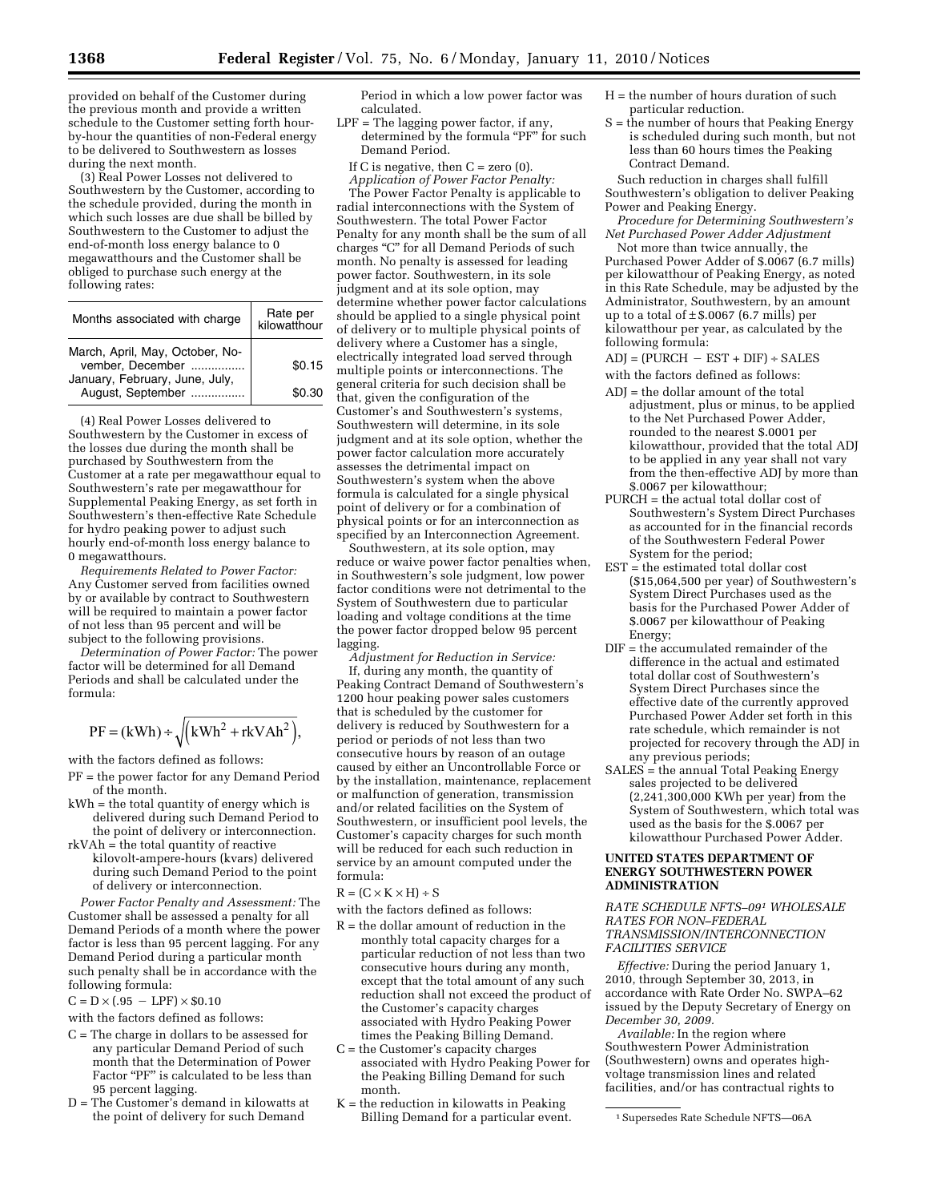provided on behalf of the Customer during the previous month and provide a written schedule to the Customer setting forth hour-by-hour the quantities of non-Federal energy to be delivered to Southwestern as losses during the next month.

(3) Real Power Losses not delivered to Southwestern by the Customer, according to the schedule provided, during the month in which such losses are due shall be billed by Southwestern to the Customer to adjust the end-of-month loss energy balance to 0 megawatthours and the Customer shall be obliged to purchase such energy at the following rates:

| Months associated with charge | Rate per kilowatthour |
|---|---|
| March, April, May, October, November, December | $0.15 |
| January, February, June, July, August, September | $0.30 |

(4) Real Power Losses delivered to Southwestern by the Customer in excess of the losses due during the month shall be purchased by Southwestern from the Customer at a rate per megawatthour equal to Southwestern's rate per megawatthour for Supplemental Peaking Energy, as set forth in Southwestern's then-effective Rate Schedule for hydro peaking power to adjust such hourly end-of-month loss energy balance to 0 megawatthours.

*Requirements Related to Power Factor:* Any Customer served from facilities owned by or available by contract to Southwestern will be required to maintain a power factor of not less than 95 percent and will be subject to the following provisions.

*Determination of Power Factor:* The power factor will be determined for all Demand Periods and shall be calculated under the formula:

$$PF = (kWh) \div \sqrt{\left(kWh^2 + rkVAh^2\right)},$$

with the factors defined as follows:

- PF = the power factor for any Demand Period of the month.
- kWh = the total quantity of energy which is delivered during such Demand Period to the point of delivery or interconnection.
- rkVAh = the total quantity of reactive kilovolt-ampere-hours (kvars) delivered during such Demand Period to the point of delivery or interconnection.

*Power Factor Penalty and Assessment:* The Customer shall be assessed a penalty for all Demand Periods of a month where the power factor is less than 95 percent lagging. For any Demand Period during a particular month such penalty shall be in accordance with the following formula:

$$C = D \times (.95 - LPF) \times \$0.10$$

with the factors defined as follows:

- C = The charge in dollars to be assessed for any particular Demand Period of such month that the Determination of Power Factor "PF" is calculated to be less than 95 percent lagging.
- D = The Customer's demand in kilowatts at the point of delivery for such Demand Period in which a low power factor was calculated.
- LPF = The lagging power factor, if any, determined by the formula "PF" for such Demand Period.

If C is negative, then C = zero (0).

*Application of Power Factor Penalty:* The Power Factor Penalty is applicable to radial interconnections with the System of Southwestern. The total Power Factor Penalty for any month shall be the sum of all charges "C" for all Demand Periods of such month. No penalty is assessed for leading power factor. Southwestern, in its sole judgment and at its sole option, may determine whether power factor calculations should be applied to a single physical point of delivery or to multiple physical points of delivery where a Customer has a single, electrically integrated load served through multiple points or interconnections. The general criteria for such decision shall be that, given the configuration of the Customer's and Southwestern's systems, Southwestern will determine, in its sole judgment and at its sole option, whether the power factor calculation more accurately assesses the detrimental impact on Southwestern's system when the above formula is calculated for a single physical point of delivery or for a combination of physical points or for an interconnection as specified by an Interconnection Agreement.

Southwestern, at its sole option, may reduce or waive power factor penalties when, in Southwestern's sole judgment, low power factor conditions were not detrimental to the System of Southwestern due to particular loading and voltage conditions at the time the power factor dropped below 95 percent lagging.

*Adjustment for Reduction in Service:* If, during any month, the quantity of Peaking Contract Demand of Southwestern's 1200 hour peaking power sales customers that is scheduled by the customer for delivery is reduced by Southwestern for a period or periods of not less than two consecutive hours by reason of an outage caused by either an Uncontrollable Force or by the installation, maintenance, replacement or malfunction of generation, transmission and/or related facilities on the System of Southwestern, or insufficient pool levels, the Customer's capacity charges for such month will be reduced for each such reduction in service by an amount computed under the formula:

$$R = (C \times K \times H) \div S$$

with the factors defined as follows:

- R = the dollar amount of reduction in the monthly total capacity charges for a particular reduction of not less than two consecutive hours during any month, except that the total amount of any such reduction shall not exceed the product of the Customer's capacity charges associated with Hydro Peaking Power times the Peaking Billing Demand.
- C = the Customer's capacity charges associated with Hydro Peaking Power for the Peaking Billing Demand for such month.
- K = the reduction in kilowatts in Peaking Billing Demand for a particular event.
- H = the number of hours duration of such particular reduction.
- S = the number of hours that Peaking Energy is scheduled during such month, but not less than 60 hours times the Peaking Contract Demand.

Such reduction in charges shall fulfill Southwestern's obligation to deliver Peaking Power and Peaking Energy.

*Procedure for Determining Southwestern's Net Purchased Power Adder Adjustment*

Not more than twice annually, the Purchased Power Adder of $.0067 (6.7 mills) per kilowatthour of Peaking Energy, as noted in this Rate Schedule, may be adjusted by the Administrator, Southwestern, by an amount up to a total of ±$.0067 (6.7 mills) per kilowatthour per year, as calculated by the following formula:

$$ADJ = (PURCH - EST + DIF) \div SALES$$

with the factors defined as follows:

- ADJ = the dollar amount of the total adjustment, plus or minus, to be applied to the Net Purchased Power Adder, rounded to the nearest $.0001 per kilowatthour, provided that the total ADJ to be applied in any year shall not vary from the then-effective ADJ by more than $.0067 per kilowatthour;
- PURCH = the actual total dollar cost of Southwestern's System Direct Purchases as accounted for in the financial records of the Southwestern Federal Power System for the period;
- EST = the estimated total dollar cost ($15,064,500 per year) of Southwestern's System Direct Purchases used as the basis for the Purchased Power Adder of $.0067 per kilowatthour of Peaking Energy;
- DIF = the accumulated remainder of the difference in the actual and estimated total dollar cost of Southwestern's System Direct Purchases since the effective date of the currently approved Purchased Power Adder set forth in this rate schedule, which remainder is not projected for recovery through the ADJ in any previous periods;
- SALES = the annual Total Peaking Energy sales projected to be delivered (2,241,300,000 KWh per year) from the System of Southwestern, which total was used as the basis for the $.0067 per kilowatthour Purchased Power Adder.

## UNITED STATES DEPARTMENT OF ENERGY SOUTHWESTERN POWER ADMINISTRATION

### *RATE SCHEDULE NFTS–09[1] WHOLESALE RATES FOR NON–FEDERAL TRANSMISSION/INTERCONNECTION FACILITIES SERVICE*

*Effective:* During the period January 1, 2010, through September 30, 2013, in accordance with Rate Order No. SWPA–62 issued by the Deputy Secretary of Energy on *December 30, 2009.*

*Available:* In the region where Southwestern Power Administration (Southwestern) owns and operates high-voltage transmission lines and related facilities, and/or has contractual rights to

[1] Supersedes Rate Schedule NFTS—06A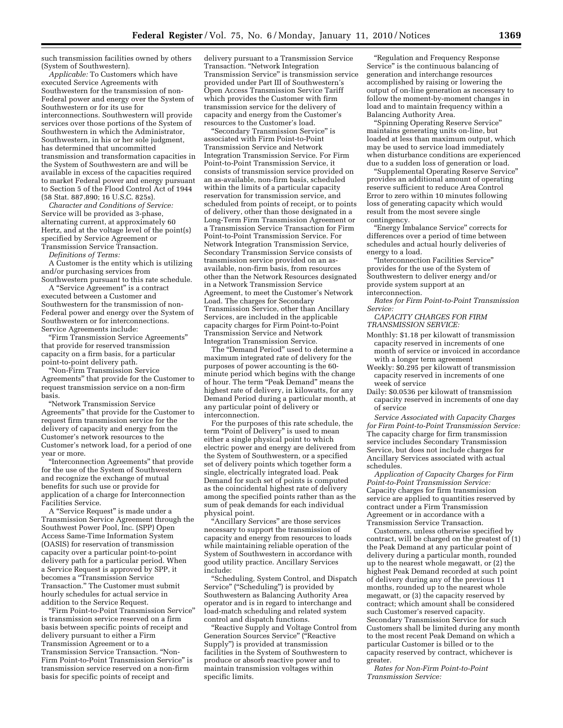such transmission facilities owned by others (System of Southwestern).

*Applicable:* To Customers which have executed Service Agreements with Southwestern for the transmission of non-Federal power and energy over the System of Southwestern or for its use for interconnections. Southwestern will provide services over those portions of the System of Southwestern in which the Administrator, Southwestern, in his or her sole judgment, has determined that uncommitted transmission and transformation capacities in the System of Southwestern are and will be available in excess of the capacities required to market Federal power and energy pursuant to Section 5 of the Flood Control Act of 1944 (58 Stat. 887,890; 16 U.S.C. 825s).

*Character and Conditions of Service:* Service will be provided as 3-phase, alternating current, at approximately 60 Hertz, and at the voltage level of the point(s) specified by Service Agreement or Transmission Service Transaction.

*Definitions of Terms:*

A Customer is the entity which is utilizing and/or purchasing services from Southwestern pursuant to this rate schedule.

A "Service Agreement" is a contract executed between a Customer and Southwestern for the transmission of non-Federal power and energy over the System of Southwestern or for interconnections. Service Agreements include:

"Firm Transmission Service Agreements" that provide for reserved transmission capacity on a firm basis, for a particular point-to-point delivery path.

"Non-Firm Transmission Service Agreements" that provide for the Customer to request transmission service on a non-firm basis.

"Network Transmission Service Agreements" that provide for the Customer to request firm transmission service for the delivery of capacity and energy from the Customer's network resources to the Customer's network load, for a period of one year or more.

"Interconnection Agreements" that provide for the use of the System of Southwestern and recognize the exchange of mutual benefits for such use or provide for application of a charge for Interconnection Facilities Service.

A "Service Request" is made under a Transmission Service Agreement through the Southwest Power Pool, Inc. (SPP) Open Access Same-Time Information System (OASIS) for reservation of transmission capacity over a particular point-to-point delivery path for a particular period. When a Service Request is approved by SPP, it becomes a "Transmission Service Transaction." The Customer must submit hourly schedules for actual service in addition to the Service Request.

"Firm Point-to-Point Transmission Service" is transmission service reserved on a firm basis between specific points of receipt and delivery pursuant to either a Firm Transmission Agreement or to a Transmission Service Transaction. "Non-Firm Point-to-Point Transmission Service" is transmission service reserved on a non-firm basis for specific points of receipt and delivery pursuant to a Transmission Service Transaction. "Network Integration Transmission Service" is transmission service provided under Part III of Southwestern's Open Access Transmission Service Tariff which provides the Customer with firm transmission service for the delivery of capacity and energy from the Customer's resources to the Customer's load.

"Secondary Transmission Service" is associated with Firm Point-to-Point Transmission Service and Network Integration Transmission Service. For Firm Point-to-Point Transmission Service, it consists of transmission service provided on an as-available, non-firm basis, scheduled within the limits of a particular capacity reservation for transmission service, and scheduled from points of receipt, or to points of delivery, other than those designated in a Long-Term Firm Transmission Agreement or a Transmission Service Transaction for Firm Point-to-Point Transmission Service. For Network Integration Transmission Service, Secondary Transmission Service consists of transmission service provided on an as-available, non-firm basis, from resources other than the Network Resources designated in a Network Transmission Service Agreement, to meet the Customer's Network Load. The charges for Secondary Transmission Service, other than Ancillary Services, are included in the applicable capacity charges for Firm Point-to-Point Transmission Service and Network Integration Transmission Service.

The "Demand Period" used to determine a maximum integrated rate of delivery for the purposes of power accounting is the 60-minute period which begins with the change of hour. The term "Peak Demand" means the highest rate of delivery, in kilowatts, for any Demand Period during a particular month, at any particular point of delivery or interconnection.

For the purposes of this rate schedule, the term "Point of Delivery" is used to mean either a single physical point to which electric power and energy are delivered from the System of Southwestern, or a specified set of delivery points which together form a single, electrically integrated load. Peak Demand for such set of points is computed as the coincidental highest rate of delivery among the specified points rather than as the sum of peak demands for each individual physical point.

"Ancillary Services" are those services necessary to support the transmission of capacity and energy from resources to loads while maintaining reliable operation of the System of Southwestern in accordance with good utility practice. Ancillary Services include:

"Scheduling, System Control, and Dispatch Service" ("Scheduling") is provided by Southwestern as Balancing Authority Area operator and is in regard to interchange and load-match scheduling and related system control and dispatch functions.

"Reactive Supply and Voltage Control from Generation Sources Service" ("Reactive Supply") is provided at transmission facilities in the System of Southwestern to produce or absorb reactive power and to maintain transmission voltages within specific limits.

"Regulation and Frequency Response Service" is the continuous balancing of generation and interchange resources accomplished by raising or lowering the output of on-line generation as necessary to follow the moment-by-moment changes in load and to maintain frequency within a Balancing Authority Area.

"Spinning Operating Reserve Service" maintains generating units on-line, but loaded at less than maximum output, which may be used to service load immediately when disturbance conditions are experienced due to a sudden loss of generation or load.

"Supplemental Operating Reserve Service" provides an additional amount of operating reserve sufficient to reduce Area Control Error to zero within 10 minutes following loss of generating capacity which would result from the most severe single contingency.

"Energy Imbalance Service" corrects for differences over a period of time between schedules and actual hourly deliveries of energy to a load.

"Interconnection Facilities Service" provides for the use of the System of Southwestern to deliver energy and/or provide system support at an interconnection.

*Rates for Firm Point-to-Point Transmission Service:*

*CAPACITY CHARGES FOR FIRM TRANSMISSION SERVICE:*

Monthly: $1.18 per kilowatt of transmission capacity reserved in increments of one month of service or invoiced in accordance with a longer term agreement

Weekly: $0.295 per kilowatt of transmission capacity reserved in increments of one week of service

Daily: $0.0536 per kilowatt of transmission capacity reserved in increments of one day of service

*Service Associated with Capacity Charges for Firm Point-to-Point Transmission Service:* The capacity charge for firm transmission service includes Secondary Transmission Service, but does not include charges for Ancillary Services associated with actual schedules.

*Application of Capacity Charges for Firm Point-to-Point Transmission Service:* Capacity charges for firm transmission service are applied to quantities reserved by contract under a Firm Transmission Agreement or in accordance with a Transmission Service Transaction.

Customers, unless otherwise specified by contract, will be charged on the greatest of (1) the Peak Demand at any particular point of delivery during a particular month, rounded up to the nearest whole megawatt, or (2) the highest Peak Demand recorded at such point of delivery during any of the previous 11 months, rounded up to the nearest whole megawatt, or (3) the capacity reserved by contract; which amount shall be considered such Customer's reserved capacity. Secondary Transmission Service for such Customers shall be limited during any month to the most recent Peak Demand on which a particular Customer is billed or to the capacity reserved by contract, whichever is greater.

*Rates for Non-Firm Point-to-Point Transmission Service:*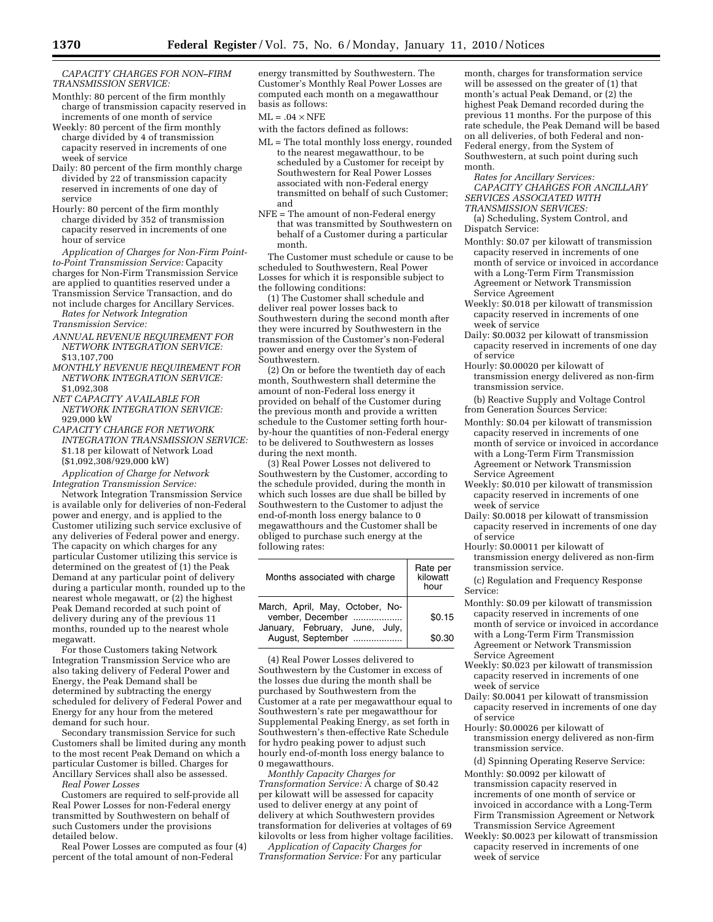*CAPACITY CHARGES FOR NON–FIRM TRANSMISSION SERVICE:*

- Monthly: 80 percent of the firm monthly charge of transmission capacity reserved in increments of one month of service
- Weekly: 80 percent of the firm monthly charge divided by 4 of transmission capacity reserved in increments of one week of service
- Daily: 80 percent of the firm monthly charge divided by 22 of transmission capacity reserved in increments of one day of service
- Hourly: 80 percent of the firm monthly charge divided by 352 of transmission capacity reserved in increments of one hour of service

*Application of Charges for Non-Firm Point-to-Point Transmission Service:* Capacity charges for Non-Firm Transmission Service are applied to quantities reserved under a Transmission Service Transaction, and do not include charges for Ancillary Services.

*Rates for Network Integration Transmission Service:*

*ANNUAL REVENUE REQUIREMENT FOR NETWORK INTEGRATION SERVICE:* $13,107,700

*MONTHLY REVENUE REQUIREMENT FOR NETWORK INTEGRATION SERVICE:* $1,092,308

*NET CAPACITY AVAILABLE FOR NETWORK INTEGRATION SERVICE:* 929,000 kW

*CAPACITY CHARGE FOR NETWORK INTEGRATION TRANSMISSION SERVICE:* $1.18 per kilowatt of Network Load ($1,092,308/929,000 kW)

*Application of Charge for Network Integration Transmission Service:*

Network Integration Transmission Service is available only for deliveries of non-Federal power and energy, and is applied to the Customer utilizing such service exclusive of any deliveries of Federal power and energy. The capacity on which charges for any particular Customer utilizing this service is determined on the greatest of (1) the Peak Demand at any particular point of delivery during a particular month, rounded up to the nearest whole megawatt, or (2) the highest Peak Demand recorded at such point of delivery during any of the previous 11 months, rounded up to the nearest whole megawatt.

For those Customers taking Network Integration Transmission Service who are also taking delivery of Federal Power and Energy, the Peak Demand shall be determined by subtracting the energy scheduled for delivery of Federal Power and Energy for any hour from the metered demand for such hour.

Secondary transmission Service for such Customers shall be limited during any month to the most recent Peak Demand on which a particular Customer is billed. Charges for Ancillary Services shall also be assessed.

*Real Power Losses*

Customers are required to self-provide all Real Power Losses for non-Federal energy transmitted by Southwestern on behalf of such Customers under the provisions detailed below.

Real Power Losses are computed as four (4) percent of the total amount of non-Federal energy transmitted by Southwestern. The Customer's Monthly Real Power Losses are computed each month on a megawatthour basis as follows:

$ML = .04 \times NFE$

with the factors defined as follows:

ML = The total monthly loss energy, rounded to the nearest megawatthour, to be scheduled by a Customer for receipt by Southwestern for Real Power Losses associated with non-Federal energy transmitted on behalf of such Customer; and

NFE = The amount of non-Federal energy that was transmitted by Southwestern on behalf of a Customer during a particular month.

The Customer must schedule or cause to be scheduled to Southwestern, Real Power Losses for which it is responsible subject to the following conditions:

(1) The Customer shall schedule and deliver real power losses back to Southwestern during the second month after they were incurred by Southwestern in the transmission of the Customer's non-Federal power and energy over the System of Southwestern.

(2) On or before the twentieth day of each month, Southwestern shall determine the amount of non-Federal loss energy it provided on behalf of the Customer during the previous month and provide a written schedule to the Customer setting forth hour-by-hour the quantities of non-Federal energy to be delivered to Southwestern as losses during the next month.

(3) Real Power Losses not delivered to Southwestern by the Customer, according to the schedule provided, during the month in which such losses are due shall be billed by Southwestern to the Customer to adjust the end-of-month loss energy balance to 0 megawatthours and the Customer shall be obliged to purchase such energy at the following rates:

| Months associated with charge | Rate per kilowatt hour |
|---|---|
| March, April, May, October, November, December | $0.15 |
| January, February, June, July, August, September | $0.30 |

(4) Real Power Losses delivered to Southwestern by the Customer in excess of the losses due during the month shall be purchased by Southwestern from the Customer at a rate per megawatthour equal to Southwestern's rate per megawatthour for Supplemental Peaking Energy, as set forth in Southwestern's then-effective Rate Schedule for hydro peaking power to adjust such hourly end-of-month loss energy balance to 0 megawatthours.

*Monthly Capacity Charges for Transformation Service:* A charge of $0.42 per kilowatt will be assessed for capacity used to deliver energy at any point of delivery at which Southwestern provides transformation for deliveries at voltages of 69 kilovolts or less from higher voltage facilities.

*Application of Capacity Charges for Transformation Service:* For any particular month, charges for transformation service will be assessed on the greater of (1) that month's actual Peak Demand, or (2) the highest Peak Demand recorded during the previous 11 months. For the purpose of this rate schedule, the Peak Demand will be based on all deliveries, of both Federal and non-Federal energy, from the System of Southwestern, at such point during such month.

*Rates for Ancillary Services:*

*CAPACITY CHARGES FOR ANCILLARY SERVICES ASSOCIATED WITH TRANSMISSION SERVICES:*

(a) Scheduling, System Control, and Dispatch Service:

- Monthly: $0.07 per kilowatt of transmission capacity reserved in increments of one month of service or invoiced in accordance with a Long-Term Firm Transmission Agreement or Network Transmission Service Agreement
- Weekly: $0.018 per kilowatt of transmission capacity reserved in increments of one week of service
- Daily: $0.0032 per kilowatt of transmission capacity reserved in increments of one day of service
- Hourly: $0.00020 per kilowatt of transmission energy delivered as non-firm transmission service.

(b) Reactive Supply and Voltage Control from Generation Sources Service:

- Monthly: $0.04 per kilowatt of transmission capacity reserved in increments of one month of service or invoiced in accordance with a Long-Term Firm Transmission Agreement or Network Transmission Service Agreement
- Weekly: $0.010 per kilowatt of transmission capacity reserved in increments of one week of service
- Daily: $0.0018 per kilowatt of transmission capacity reserved in increments of one day of service
- Hourly: $0.00011 per kilowatt of transmission energy delivered as non-firm transmission service.

(c) Regulation and Frequency Response Service:

- Monthly: $0.09 per kilowatt of transmission capacity reserved in increments of one month of service or invoiced in accordance with a Long-Term Firm Transmission Agreement or Network Transmission Service Agreement
- Weekly: $0.023 per kilowatt of transmission capacity reserved in increments of one week of service
- Daily: $0.0041 per kilowatt of transmission capacity reserved in increments of one day of service
- Hourly: $0.00026 per kilowatt of transmission energy delivered as non-firm transmission service.

(d) Spinning Operating Reserve Service:

- Monthly: $0.0092 per kilowatt of transmission capacity reserved in increments of one month of service or invoiced in accordance with a Long-Term Firm Transmission Agreement or Network Transmission Service Agreement
- Weekly: $0.0023 per kilowatt of transmission capacity reserved in increments of one week of service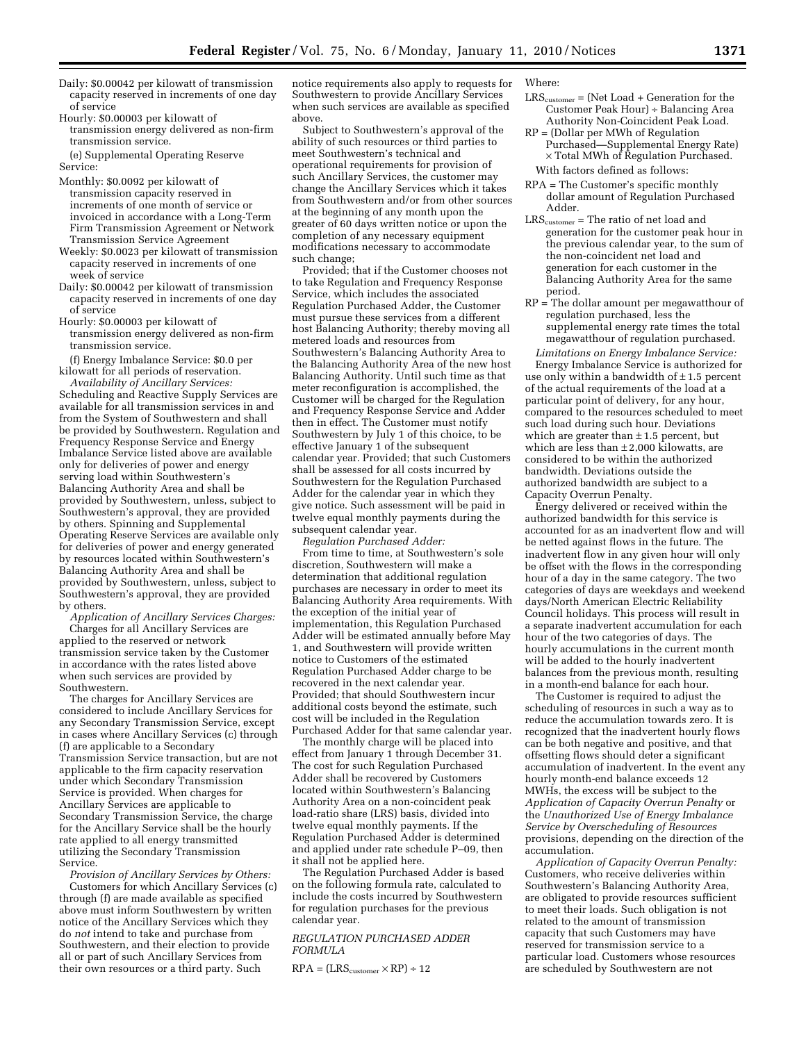Daily: $0.00042 per kilowatt of transmission capacity reserved in increments of one day of service

Hourly: $0.00003 per kilowatt of transmission energy delivered as non-firm transmission service.

(e) Supplemental Operating Reserve Service:

Monthly: $0.0092 per kilowatt of transmission capacity reserved in increments of one month of service or invoiced in accordance with a Long-Term Firm Transmission Agreement or Network Transmission Service Agreement

Weekly: $0.0023 per kilowatt of transmission capacity reserved in increments of one week of service

Daily: $0.00042 per kilowatt of transmission capacity reserved in increments of one day of service

Hourly: $0.00003 per kilowatt of transmission energy delivered as non-firm transmission service.

(f) Energy Imbalance Service: $0.0 per kilowatt for all periods of reservation.

*Availability of Ancillary Services:* Scheduling and Reactive Supply Services are available for all transmission services in and from the System of Southwestern and shall be provided by Southwestern. Regulation and Frequency Response Service and Energy Imbalance Service listed above are available only for deliveries of power and energy serving load within Southwestern's Balancing Authority Area and shall be provided by Southwestern, unless, subject to Southwestern's approval, they are provided by others. Spinning and Supplemental Operating Reserve Services are available only for deliveries of power and energy generated by resources located within Southwestern's Balancing Authority Area and shall be provided by Southwestern, unless, subject to Southwestern's approval, they are provided by others.

*Application of Ancillary Services Charges:* Charges for all Ancillary Services are applied to the reserved or network transmission service taken by the Customer in accordance with the rates listed above when such services are provided by Southwestern.

The charges for Ancillary Services are considered to include Ancillary Services for any Secondary Transmission Service, except in cases where Ancillary Services (c) through (f) are applicable to a Secondary Transmission Service transaction, but are not applicable to the firm capacity reservation under which Secondary Transmission Service is provided. When charges for Ancillary Services are applicable to Secondary Transmission Service, the charge for the Ancillary Service shall be the hourly rate applied to all energy transmitted utilizing the Secondary Transmission Service.

*Provision of Ancillary Services by Others:* Customers for which Ancillary Services (c) through (f) are made available as specified above must inform Southwestern by written notice of the Ancillary Services which they do *not* intend to take and purchase from Southwestern, and their election to provide all or part of such Ancillary Services from their own resources or a third party. Such notice requirements also apply to requests for Southwestern to provide Ancillary Services when such services are available as specified above.

Subject to Southwestern's approval of the ability of such resources or third parties to meet Southwestern's technical and operational requirements for provision of such Ancillary Services, the customer may change the Ancillary Services which it takes from Southwestern and/or from other sources at the beginning of any month upon the greater of 60 days written notice or upon the completion of any necessary equipment modifications necessary to accommodate such change;

Provided; that if the Customer chooses not to take Regulation and Frequency Response Service, which includes the associated Regulation Purchased Adder, the Customer must pursue these services from a different host Balancing Authority; thereby moving all metered loads and resources from Southwestern's Balancing Authority Area to the Balancing Authority Area of the new host Balancing Authority. Until such time as that meter reconfiguration is accomplished, the Customer will be charged for the Regulation and Frequency Response Service and Adder then in effect. The Customer must notify Southwestern by July 1 of this choice, to be effective January 1 of the subsequent calendar year. Provided; that such Customers shall be assessed for all costs incurred by Southwestern for the Regulation Purchased Adder for the calendar year in which they give notice. Such assessment will be paid in twelve equal monthly payments during the subsequent calendar year.

*Regulation Purchased Adder:*

From time to time, at Southwestern's sole discretion, Southwestern will make a determination that additional regulation purchases are necessary in order to meet its Balancing Authority Area requirements. With the exception of the initial year of implementation, this Regulation Purchased Adder will be estimated annually before May 1, and Southwestern will provide written notice to Customers of the estimated Regulation Purchased Adder charge to be recovered in the next calendar year. Provided; that should Southwestern incur additional costs beyond the estimate, such cost will be included in the Regulation Purchased Adder for that same calendar year.

The monthly charge will be placed into effect from January 1 through December 31. The cost for such Regulation Purchased Adder shall be recovered by Customers located within Southwestern's Balancing Authority Area on a non-coincident peak load-ratio share (LRS) basis, divided into twelve equal monthly payments. If the Regulation Purchased Adder is determined and applied under rate schedule P–09, then it shall not be applied here.

The Regulation Purchased Adder is based on the following formula rate, calculated to include the costs incurred by Southwestern for regulation purchases for the previous calendar year.

*REGULATION PURCHASED ADDER FORMULA*

$$RPA = (LRS_{customer} \times RP) \div 12$$

Where:

$LRS_{customer}$ = (Net Load + Generation for the Customer Peak Hour) ÷ Balancing Area Authority Non-Coincident Peak Load.

RP = (Dollar per MWh of Regulation Purchased—Supplemental Energy Rate) × Total MWh of Regulation Purchased.

With factors defined as follows:

RPA = The Customer's specific monthly dollar amount of Regulation Purchased Adder.

$LRS_{customer}$ = The ratio of net load and generation for the customer peak hour in the previous calendar year, to the sum of the non-coincident net load and generation for each customer in the Balancing Authority Area for the same period.

RP = The dollar amount per megawatthour of regulation purchased, less the supplemental energy rate times the total megawatthour of regulation purchased.

*Limitations on Energy Imbalance Service:* Energy Imbalance Service is authorized for use only within a bandwidth of ±1.5 percent of the actual requirements of the load at a particular point of delivery, for any hour, compared to the resources scheduled to meet such load during such hour. Deviations which are greater than ±1.5 percent, but which are less than ±2,000 kilowatts, are considered to be within the authorized bandwidth. Deviations outside the authorized bandwidth are subject to a Capacity Overrun Penalty.

Energy delivered or received within the authorized bandwidth for this service is accounted for as an inadvertent flow and will be netted against flows in the future. The inadvertent flow in any given hour will only be offset with the flows in the corresponding hour of a day in the same category. The two categories of days are weekdays and weekend days/North American Electric Reliability Council holidays. This process will result in a separate inadvertent accumulation for each hour of the two categories of days. The hourly accumulations in the current month will be added to the hourly inadvertent balances from the previous month, resulting in a month-end balance for each hour.

The Customer is required to adjust the scheduling of resources in such a way as to reduce the accumulation towards zero. It is recognized that the inadvertent hourly flows can be both negative and positive, and that offsetting flows should deter a significant accumulation of inadvertent. In the event any hourly month-end balance exceeds 12 MWHs, the excess will be subject to the *Application of Capacity Overrun Penalty* or the *Unauthorized Use of Energy Imbalance Service by Overscheduling of Resources* provisions, depending on the direction of the accumulation.

*Application of Capacity Overrun Penalty:* Customers, who receive deliveries within Southwestern's Balancing Authority Area, are obligated to provide resources sufficient to meet their loads. Such obligation is not related to the amount of transmission capacity that such Customers may have reserved for transmission service to a particular load. Customers whose resources are scheduled by Southwestern are not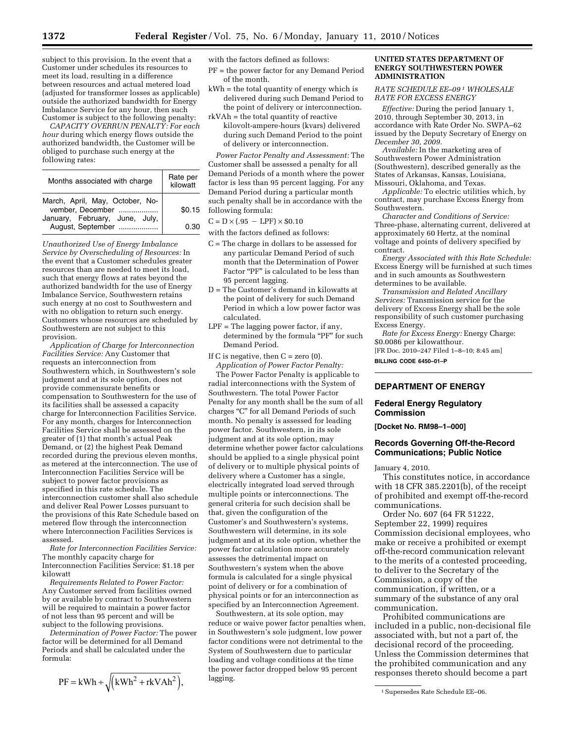subject to this provision. In the event that a Customer under schedules its resources to meet its load, resulting in a difference between resources and actual metered load (adjusted for transformer losses as applicable) outside the authorized bandwidth for Energy Imbalance Service for any hour, then such Customer is subject to the following penalty:

*CAPACITY OVERRUN PENALTY: For each hour* during which energy flows outside the authorized bandwidth, the Customer will be obliged to purchase such energy at the following rates:

| Months associated with charge | Rate per kilowatt |
|---|---|
| March, April, May, October, November, December .................. | $0.15 |
| January, February, June, July, August, September ................... | 0.30 |

*Unauthorized Use of Energy Imbalance Service by Overscheduling of Resources:* In the event that a Customer schedules greater resources than are needed to meet its load, such that energy flows at rates beyond the authorized bandwidth for the use of Energy Imbalance Service, Southwestern retains such energy at no cost to Southwestern and with no obligation to return such energy. Customers whose resources are scheduled by Southwestern are not subject to this provision.

*Application of Charge for Interconnection Facilities Service:* Any Customer that requests an interconnection from Southwestern which, in Southwestern's sole judgment and at its sole option, does not provide commensurate benefits or compensation to Southwestern for the use of its facilities shall be assessed a capacity charge for Interconnection Facilities Service. For any month, charges for Interconnection Facilities Service shall be assessed on the greater of (1) that month's actual Peak Demand, or (2) the highest Peak Demand recorded during the previous eleven months, as metered at the interconnection. The use of Interconnection Facilities Service will be subject to power factor provisions as specified in this rate schedule. The interconnection customer shall also schedule and deliver Real Power Losses pursuant to the provisions of this Rate Schedule based on metered flow through the interconnection where Interconnection Facilities Services is assessed.

*Rate for Interconnection Facilities Service:* The monthly capacity charge for Interconnection Facilities Service: $1.18 per kilowatt

*Requirements Related to Power Factor:* Any Customer served from facilities owned by or available by contract to Southwestern will be required to maintain a power factor of not less than 95 percent and will be subject to the following provisions.

*Determination of Power Factor:* The power factor will be determined for all Demand Periods and shall be calculated under the formula:

$$PF = kWh \div \sqrt{\left(kWh^2 + rkVAh^2\right)},$$

with the factors defined as follows:

PF = the power factor for any Demand Period of the month.

kWh = the total quantity of energy which is delivered during such Demand Period to the point of delivery or interconnection.

rkVAh = the total quantity of reactive kilovolt-ampere-hours (kvars) delivered during such Demand Period to the point of delivery or interconnection.

*Power Factor Penalty and Assessment:* The Customer shall be assessed a penalty for all Demand Periods of a month where the power factor is less than 95 percent lagging. For any Demand Period during a particular month such penalty shall be in accordance with the following formula:

$$C = D \times (.95 - LPF) \times \$0.10$$

with the factors defined as follows:

C = The charge in dollars to be assessed for any particular Demand Period of such month that the Determination of Power Factor "PF" is calculated to be less than 95 percent lagging.

D = The Customer's demand in kilowatts at the point of delivery for such Demand Period in which a low power factor was calculated.

LPF = The lagging power factor, if any, determined by the formula "PF" for such Demand Period.

If C is negative, then C = zero (0).

*Application of Power Factor Penalty:*

The Power Factor Penalty is applicable to radial interconnections with the System of Southwestern. The total Power Factor Penalty for any month shall be the sum of all charges "C" for all Demand Periods of such month. No penalty is assessed for leading power factor. Southwestern, in its sole judgment and at its sole option, may determine whether power factor calculations should be applied to a single physical point of delivery or to multiple physical points of delivery where a Customer has a single, electrically integrated load served through multiple points or interconnections. The general criteria for such decision shall be that, given the configuration of the Customer's and Southwestern's systems, Southwestern will determine, in its sole judgment and at its sole option, whether the power factor calculation more accurately assesses the detrimental impact on Southwestern's system when the above formula is calculated for a single physical point of delivery or for a combination of physical points or for an interconnection as specified by an Interconnection Agreement.

Southwestern, at its sole option, may reduce or waive power factor penalties when, in Southwestern's sole judgment, low power factor conditions were not detrimental to the System of Southwestern due to particular loading and voltage conditions at the time the power factor dropped below 95 percent lagging.

**UNITED STATES DEPARTMENT OF ENERGY SOUTHWESTERN POWER ADMINISTRATION**

*RATE SCHEDULE EE–09* [1] *WHOLESALE RATE FOR EXCESS ENERGY*

*Effective:* During the period January 1, 2010, through September 30, 2013, in accordance with Rate Order No. SWPA–62 issued by the Deputy Secretary of Energy on *December 30, 2009*.

*Available:* In the marketing area of Southwestern Power Administration (Southwestern), described generally as the States of Arkansas, Kansas, Louisiana, Missouri, Oklahoma, and Texas.

*Applicable:* To electric utilities which, by contract, may purchase Excess Energy from Southwestern.

*Character and Conditions of Service:* Three-phase, alternating current, delivered at approximately 60 Hertz, at the nominal voltage and points of delivery specified by contract.

*Energy Associated with this Rate Schedule:* Excess Energy will be furnished at such times and in such amounts as Southwestern determines to be available.

*Transmission and Related Ancillary Services:* Transmission service for the delivery of Excess Energy shall be the sole responsibility of such customer purchasing Excess Energy.

*Rate for Excess Energy:* Energy Charge: $0.0086 per kilowatthour.

[FR Doc. 2010–247 Filed 1–8–10; 8:45 am]

**BILLING CODE 6450–01–P**

[1] Supersedes Rate Schedule EE–06.

## DEPARTMENT OF ENERGY

### Federal Energy Regulatory Commission

**[Docket No. RM98–1–000]**

### Records Governing Off-the-Record Communications; Public Notice

January 4, 2010.

This constitutes notice, in accordance with 18 CFR 385.2201(b), of the receipt of prohibited and exempt off-the-record communications.

Order No. 607 (64 FR 51222, September 22, 1999) requires Commission decisional employees, who make or receive a prohibited or exempt off-the-record communication relevant to the merits of a contested proceeding, to deliver to the Secretary of the Commission, a copy of the communication, if written, or a summary of the substance of any oral communication.

Prohibited communications are included in a public, non-decisional file associated with, but not a part of, the decisional record of the proceeding. Unless the Commission determines that the prohibited communication and any responses thereto should become a part